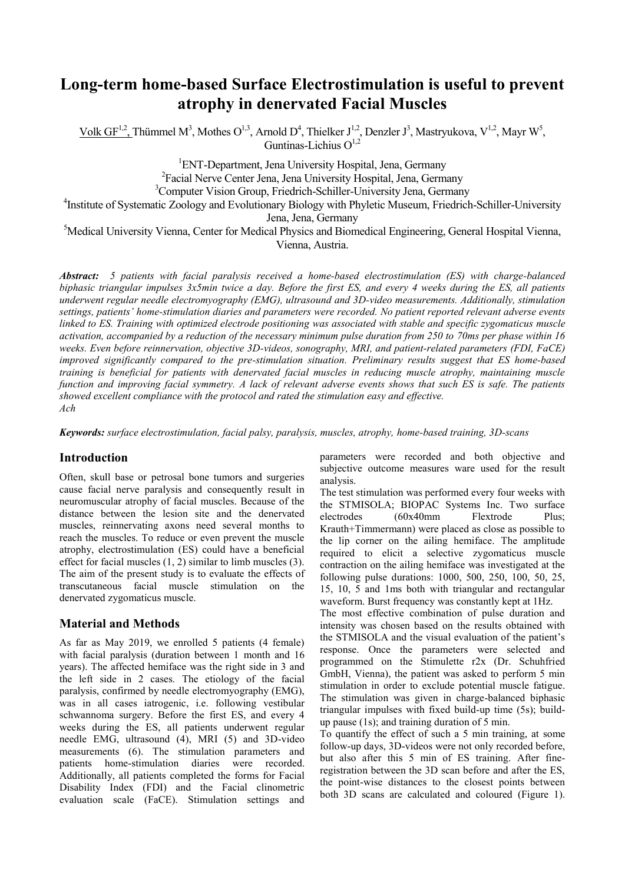# Long-term home-based Surface Electrostimulation is useful to prevent atrophy in denervated Facial Muscles

Volk GF[1,2], Thümmel M[3], Mothes O[1,3], Arnold D[4], Thielker J[1,2], Denzler J[3], Mastryukova, V[1,2], Mayr W[5], Guntinas-Lichius O[1,2]

[1]ENT-Department, Jena University Hospital, Jena, Germany
[2]Facial Nerve Center Jena, Jena University Hospital, Jena, Germany
[3]Computer Vision Group, Friedrich-Schiller-University Jena, Germany
[4]Institute of Systematic Zoology and Evolutionary Biology with Phyletic Museum, Friedrich-Schiller-University Jena, Jena, Germany
[5]Medical University Vienna, Center for Medical Physics and Biomedical Engineering, General Hospital Vienna, Vienna, Austria.

***Abstract:*** *5 patients with facial paralysis received a home-based electrostimulation (ES) with charge-balanced biphasic triangular impulses 3x5min twice a day. Before the first ES, and every 4 weeks during the ES, all patients underwent regular needle electromyography (EMG), ultrasound and 3D-video measurements. Additionally, stimulation settings, patients' home-stimulation diaries and parameters were recorded. No patient reported relevant adverse events linked to ES. Training with optimized electrode positioning was associated with stable and specific zygomaticus muscle activation, accompanied by a reduction of the necessary minimum pulse duration from 250 to 70ms per phase within 16 weeks. Even before reinnervation, objective 3D-videos, sonography, MRI, and patient-related parameters (FDI, FaCE) improved significantly compared to the pre-stimulation situation. Preliminary results suggest that ES home-based training is beneficial for patients with denervated facial muscles in reducing muscle atrophy, maintaining muscle function and improving facial symmetry. A lack of relevant adverse events shows that such ES is safe. The patients showed excellent compliance with the protocol and rated the stimulation easy and effective.*
*Ach*

***Keywords:*** *surface electrostimulation, facial palsy, paralysis, muscles, atrophy, home-based training, 3D-scans*

## Introduction

Often, skull base or petrosal bone tumors and surgeries cause facial nerve paralysis and consequently result in neuromuscular atrophy of facial muscles. Because of the distance between the lesion site and the denervated muscles, reinnervating axons need several months to reach the muscles. To reduce or even prevent the muscle atrophy, electrostimulation (ES) could have a beneficial effect for facial muscles (1, 2) similar to limb muscles (3). The aim of the present study is to evaluate the effects of transcutaneous facial muscle stimulation on the denervated zygomaticus muscle.

## Material and Methods

As far as May 2019, we enrolled 5 patients (4 female) with facial paralysis (duration between 1 month and 16 years). The affected hemiface was the right side in 3 and the left side in 2 cases. The etiology of the facial paralysis, confirmed by needle electromyography (EMG), was in all cases iatrogenic, i.e. following vestibular schwannoma surgery. Before the first ES, and every 4 weeks during the ES, all patients underwent regular needle EMG, ultrasound (4), MRI (5) and 3D-video measurements (6). The stimulation parameters and patients home-stimulation diaries were recorded. Additionally, all patients completed the forms for Facial Disability Index (FDI) and the Facial clinometric evaluation scale (FaCE). Stimulation settings and parameters were recorded and both objective and subjective outcome measures ware used for the result analysis.

The test stimulation was performed every four weeks with the STMISOLA; BIOPAC Systems Inc. Two surface electrodes (60x40mm Flextrode Plus; Krauth+Timmermann) were placed as close as possible to the lip corner on the ailing hemiface. The amplitude required to elicit a selective zygomaticus muscle contraction on the ailing hemiface was investigated at the following pulse durations: 1000, 500, 250, 100, 50, 25, 15, 10, 5 and 1ms both with triangular and rectangular waveform. Burst frequency was constantly kept at 1Hz.

The most effective combination of pulse duration and intensity was chosen based on the results obtained with the STMISOLA and the visual evaluation of the patient's response. Once the parameters were selected and programmed on the Stimulette r2x (Dr. Schuhfried GmbH, Vienna), the patient was asked to perform 5 min stimulation in order to exclude potential muscle fatigue. The stimulation was given in charge-balanced biphasic triangular impulses with fixed build-up time (5s); build-up pause (1s); and training duration of 5 min.

To quantify the effect of such a 5 min training, at some follow-up days, 3D-videos were not only recorded before, but also after this 5 min of ES training. After fine-registration between the 3D scan before and after the ES, the point-wise distances to the closest points between both 3D scans are calculated and coloured (Figure 1).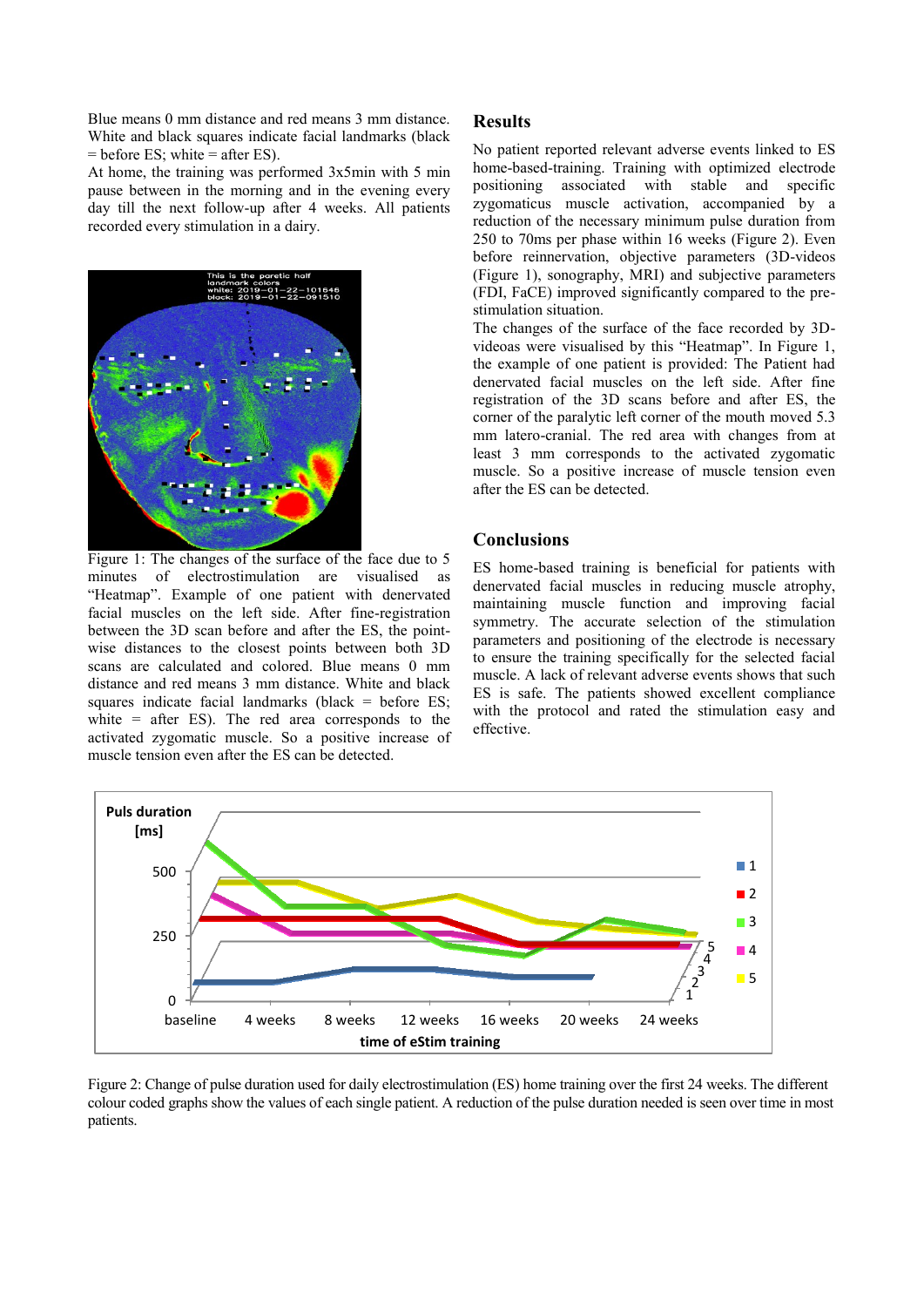Blue means 0 mm distance and red means 3 mm distance. White and black squares indicate facial landmarks (black = before ES; white = after ES).

At home, the training was performed 3x5min with 5 min pause between in the morning and in the evening every day till the next follow-up after 4 weeks. All patients recorded every stimulation in a dairy.

Figure 1: The changes of the surface of the face due to 5 minutes of electrostimulation are visualised as "Heatmap". Example of one patient with denervated facial muscles on the left side. After fine-registration between the 3D scan before and after the ES, the point-wise distances to the closest points between both 3D scans are calculated and colored. Blue means 0 mm distance and red means 3 mm distance. White and black squares indicate facial landmarks (black = before ES; white = after ES). The red area corresponds to the activated zygomatic muscle. So a positive increase of muscle tension even after the ES can be detected.

## Results

No patient reported relevant adverse events linked to ES home-based-training. Training with optimized electrode positioning associated with stable and specific zygomaticus muscle activation, accompanied by a reduction of the necessary minimum pulse duration from 250 to 70ms per phase within 16 weeks (Figure 2). Even before reinnervation, objective parameters (3D-videos (Figure 1), sonography, MRI) and subjective parameters (FDI, FaCE) improved significantly compared to the pre-stimulation situation.

The changes of the surface of the face recorded by 3D-videos were visualised by this "Heatmap". In Figure 1, the example of one patient is provided: The Patient had denervated facial muscles on the left side. After fine registration of the 3D scans before and after ES, the corner of the paralytic left corner of the mouth moved 5.3 mm latero-cranial. The red area with changes from at least 3 mm corresponds to the activated zygomatic muscle. So a positive increase of muscle tension even after the ES can be detected.

## Conclusions

ES home-based training is beneficial for patients with denervated facial muscles in reducing muscle atrophy, maintaining muscle function and improving facial symmetry. The accurate selection of the stimulation parameters and positioning of the electrode is necessary to ensure the training specifically for the selected facial muscle. A lack of relevant adverse events shows that such ES is safe. The patients showed excellent compliance with the protocol and rated the stimulation easy and effective.

Figure 2: Change of pulse duration used for daily electrostimulation (ES) home training over the first 24 weeks. The different colour coded graphs show the values of each single patient. A reduction of the pulse duration needed is seen over time in most patients.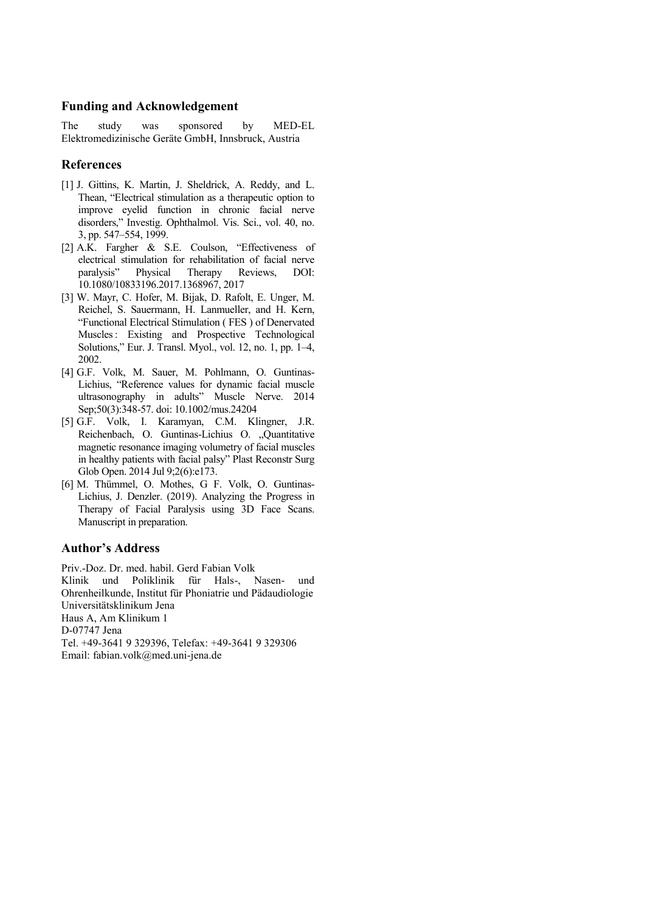## Funding and Acknowledgement

The study was sponsored by MED-EL Elektromedizinische Geräte GmbH, Innsbruck, Austria

## References

[1] J. Gittins, K. Martin, J. Sheldrick, A. Reddy, and L. Thean, "Electrical stimulation as a therapeutic option to improve eyelid function in chronic facial nerve disorders," Investig. Ophthalmol. Vis. Sci., vol. 40, no. 3, pp. 547–554, 1999.

[2] A.K. Fargher & S.E. Coulson, "Effectiveness of electrical stimulation for rehabilitation of facial nerve paralysis" Physical Therapy Reviews, DOI: 10.1080/10833196.2017.1368967, 2017

[3] W. Mayr, C. Hofer, M. Bijak, D. Rafolt, E. Unger, M. Reichel, S. Sauermann, H. Lanmueller, and H. Kern, "Functional Electrical Stimulation ( FES ) of Denervated Muscles : Existing and Prospective Technological Solutions," Eur. J. Transl. Myol., vol. 12, no. 1, pp. 1–4, 2002.

[4] G.F. Volk, M. Sauer, M. Pohlmann, O. Guntinas-Lichius, "Reference values for dynamic facial muscle ultrasonography in adults" Muscle Nerve. 2014 Sep;50(3):348-57. doi: 10.1002/mus.24204

[5] G.F. Volk, I. Karamyan, C.M. Klingner, J.R. Reichenbach, O. Guntinas-Lichius O. „Quantitative magnetic resonance imaging volumetry of facial muscles in healthy patients with facial palsy" Plast Reconstr Surg Glob Open. 2014 Jul 9;2(6):e173.

[6] M. Thümmel, O. Mothes, G F. Volk, O. Guntinas-Lichius, J. Denzler. (2019). Analyzing the Progress in Therapy of Facial Paralysis using 3D Face Scans. Manuscript in preparation.

## Author's Address

Priv.-Doz. Dr. med. habil. Gerd Fabian Volk
Klinik und Poliklinik für Hals-, Nasen- und Ohrenheilkunde, Institut für Phoniatrie und Pädaudiologie
Universitätsklinikum Jena
Haus A, Am Klinikum 1
D-07747 Jena
Tel. +49-3641 9 329396, Telefax: +49-3641 9 329306
Email: fabian.volk@med.uni-jena.de